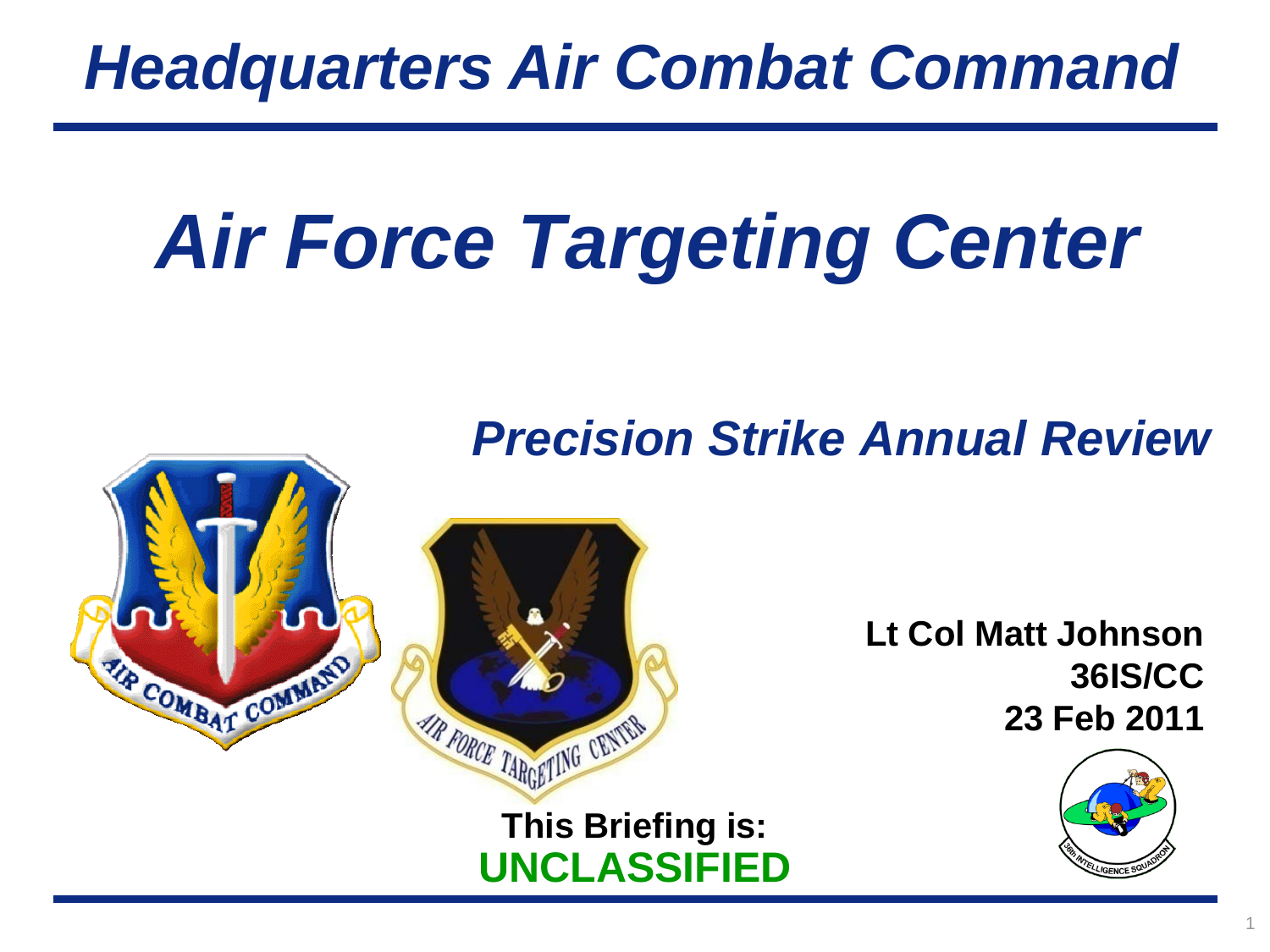# Headquarters Air Combat Command

# Air Force Targeting Center

## Precision Strike Annual Review

**Lt Col Matt Johnson**
**36IS/CC**
**23 Feb 2011**

**This Briefing is:**
**UNCLASSIFIED**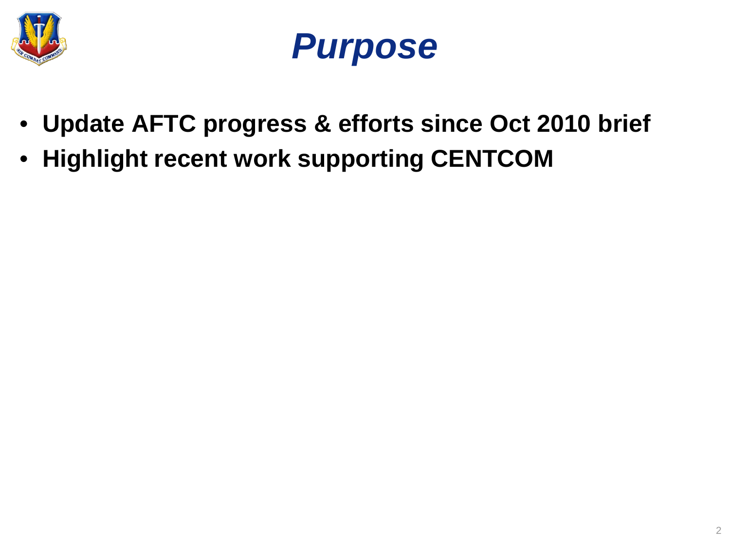# *Purpose*

- **Update AFTC progress & efforts since Oct 2010 brief**
- **Highlight recent work supporting CENTCOM**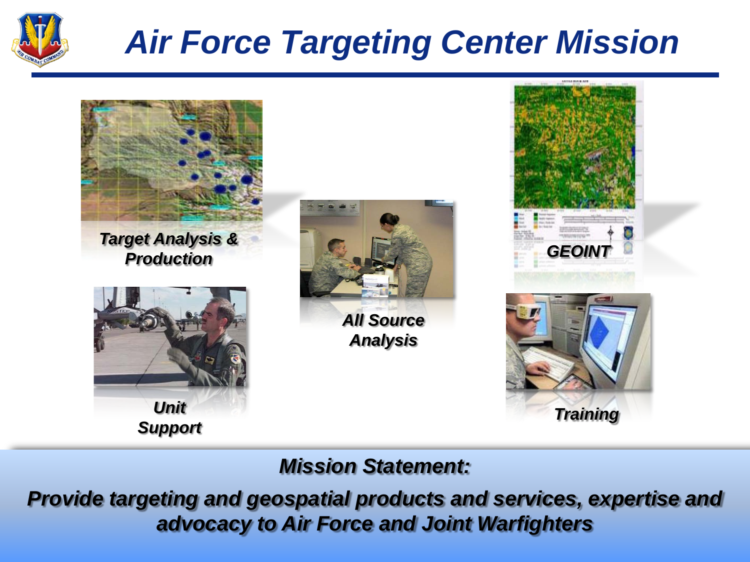# *Air Force Targeting Center Mission*

***Target Analysis & Production***

***All Source Analysis***

***GEOINT***

***Unit Support***

***Training***

***Mission Statement:***

***Provide targeting and geospatial products and services, expertise and advocacy to Air Force and Joint Warfighters***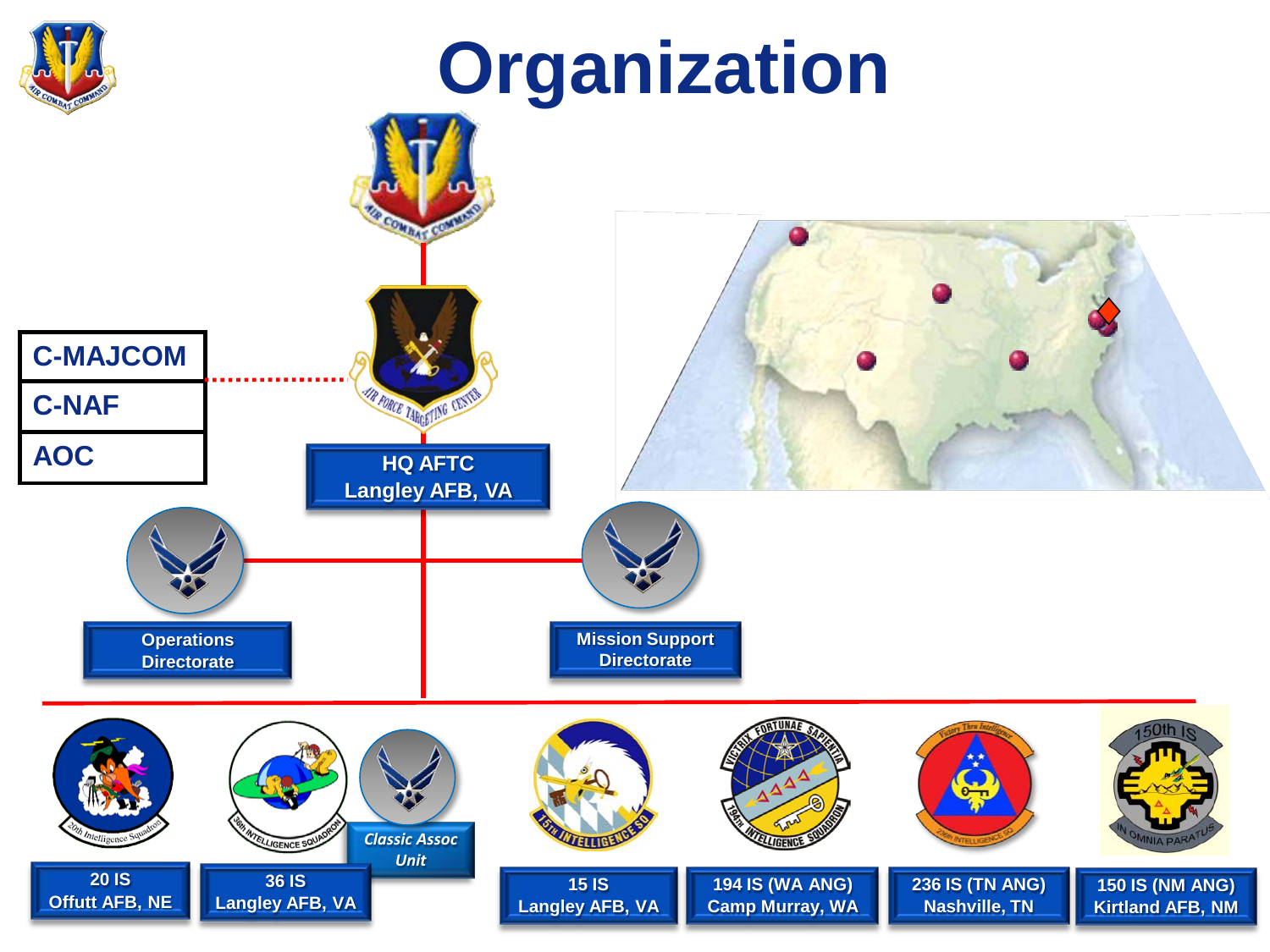# Organization

- C-MAJCOM
- C-NAF
- AOC

**HQ AFTC**
**Langley AFB, VA**

- Operations Directorate
- Mission Support Directorate

- 20 IS — Offutt AFB, NE
- 36 IS — Langley AFB, VA
- *Classic Assoc Unit*
- 15 IS — Langley AFB, VA
- 194 IS (WA ANG) — Camp Murray, WA
- 236 IS (TN ANG) — Nashville, TN
- 150 IS (NM ANG) — Kirtland AFB, NM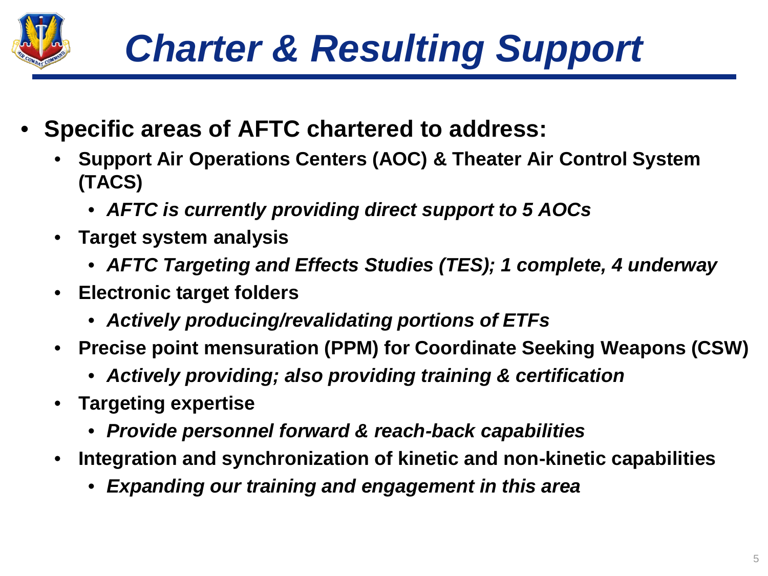# Charter & Resulting Support

- **Specific areas of AFTC chartered to address:**
  - **Support Air Operations Centers (AOC) & Theater Air Control System (TACS)**
    - ***AFTC is currently providing direct support to 5 AOCs***
  - **Target system analysis**
    - ***AFTC Targeting and Effects Studies (TES); 1 complete, 4 underway***
  - **Electronic target folders**
    - ***Actively producing/revalidating portions of ETFs***
  - **Precise point mensuration (PPM) for Coordinate Seeking Weapons (CSW)**
    - ***Actively providing; also providing training & certification***
  - **Targeting expertise**
    - ***Provide personnel forward & reach-back capabilities***
  - **Integration and synchronization of kinetic and non-kinetic capabilities**
    - ***Expanding our training and engagement in this area***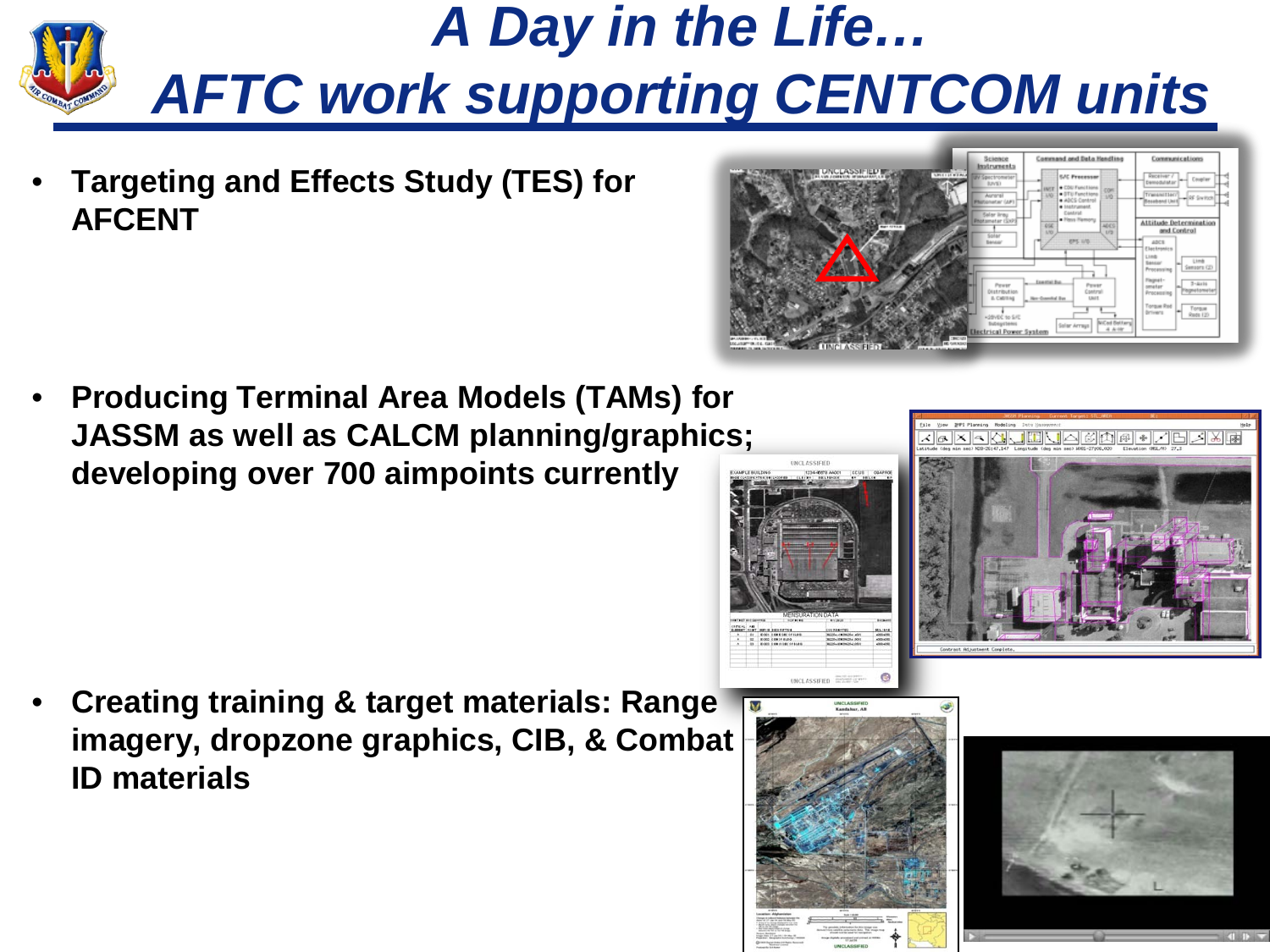# A Day in the Life… AFTC work supporting CENTCOM units

- Targeting and Effects Study (TES) for AFCENT
- Producing Terminal Area Models (TAMs) for JASSM as well as CALCM planning/graphics; developing over 700 aimpoints currently
- Creating training & target materials: Range imagery, dropzone graphics, CIB, & Combat ID materials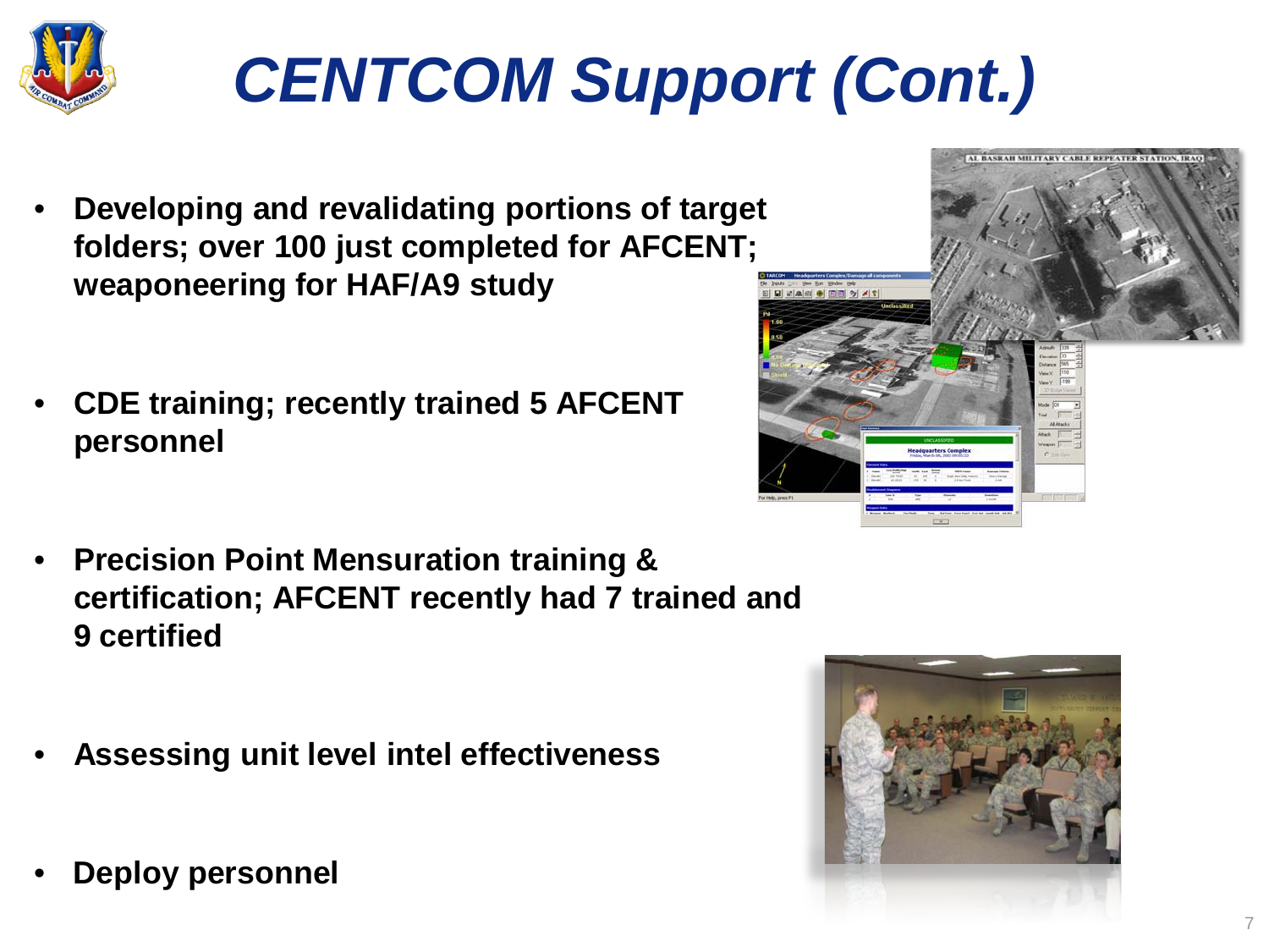# CENTCOM Support (Cont.)

- Developing and revalidating portions of target folders; over 100 just completed for AFCENT; weaponeering for HAF/A9 study
- CDE training; recently trained 5 AFCENT personnel
- Precision Point Mensuration training & certification; AFCENT recently had 7 trained and 9 certified
- Assessing unit level intel effectiveness
- Deploy personnel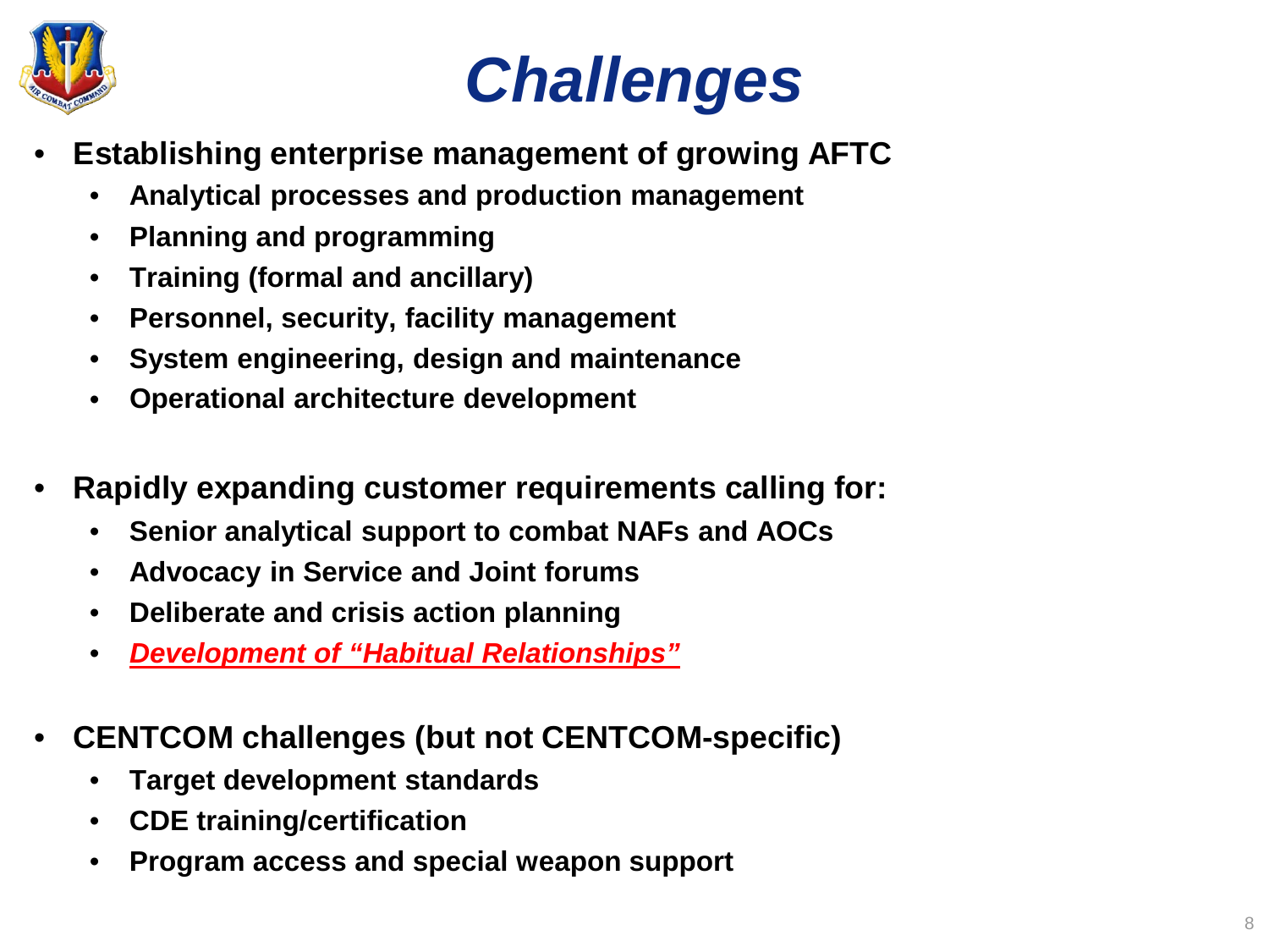# Challenges

- **Establishing enterprise management of growing AFTC**
  - **Analytical processes and production management**
  - **Planning and programming**
  - **Training (formal and ancillary)**
  - **Personnel, security, facility management**
  - **System engineering, design and maintenance**
  - **Operational architecture development**
- **Rapidly expanding customer requirements calling for:**
  - **Senior analytical support to combat NAFs and AOCs**
  - **Advocacy in Service and Joint forums**
  - **Deliberate and crisis action planning**
  - ***Development of "Habitual Relationships"***
- **CENTCOM challenges (but not CENTCOM-specific)**
  - **Target development standards**
  - **CDE training/certification**
  - **Program access and special weapon support**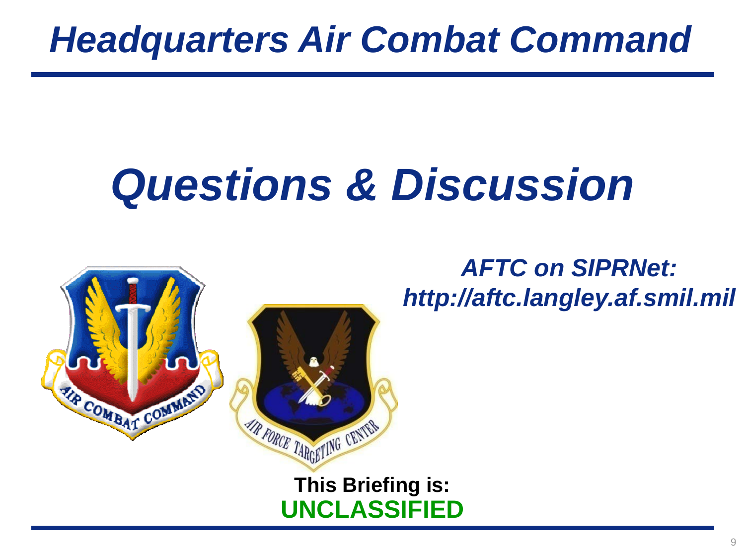# *Headquarters Air Combat Command*

# *Questions & Discussion*

***AFTC on SIPRNet:***
***http://aftc.langley.af.smil.mil***

**This Briefing is:**
**UNCLASSIFIED**